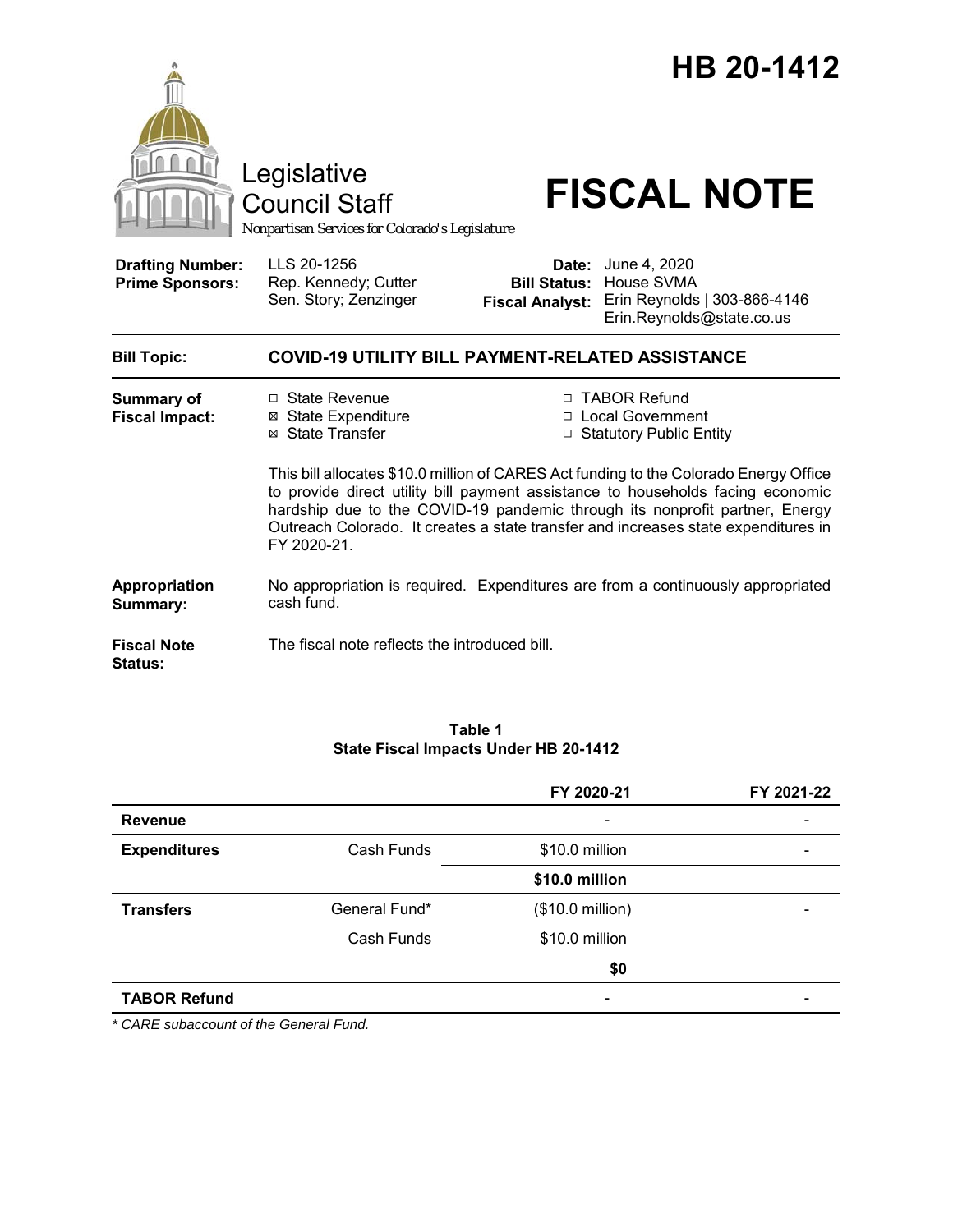# HB 20-1412

Legislative Council Staff

*Nonpartisan Services for Colorado's Legislature*

# FISCAL NOTE

| | | | |
|---|---|---|---|
| **Drafting Number:** | LLS 20-1256 | **Date:** | June 4, 2020 |
| **Prime Sponsors:** | Rep. Kennedy; Cutter<br>Sen. Story; Zenzinger | **Bill Status:** | House SVMA |
| | | **Fiscal Analyst:** | Erin Reynolds \| 303-866-4146<br>Erin.Reynolds@state.co.us |

| | |
|---|---|
| **Bill Topic:** | **COVID-19 UTILITY BILL PAYMENT-RELATED ASSISTANCE** |
| **Summary of Fiscal Impact:** | ☐ State Revenue<br>☒ State Expenditure<br>☒ State Transfer<br>☐ TABOR Refund<br>☐ Local Government<br>☐ Statutory Public Entity<br><br>This bill allocates $10.0 million of CARES Act funding to the Colorado Energy Office to provide direct utility bill payment assistance to households facing economic hardship due to the COVID-19 pandemic through its nonprofit partner, Energy Outreach Colorado. It creates a state transfer and increases state expenditures in FY 2020-21. |
| **Appropriation Summary:** | No appropriation is required. Expenditures are from a continuously appropriated cash fund. |
| **Fiscal Note Status:** | The fiscal note reflects the introduced bill. |

**Table 1**
**State Fiscal Impacts Under HB 20-1412**

| | | FY 2020-21 | FY 2021-22 |
|---|---|---|---|
| **Revenue** | | - | - |
| **Expenditures** | Cash Funds | $10.0 million | - |
| | | **$10.0 million** | |
| **Transfers** | General Fund* | ($10.0 million) | - |
| | Cash Funds | $10.0 million | |
| | | **$0** | |
| **TABOR Refund** | | - | - |

*\* CARE subaccount of the General Fund.*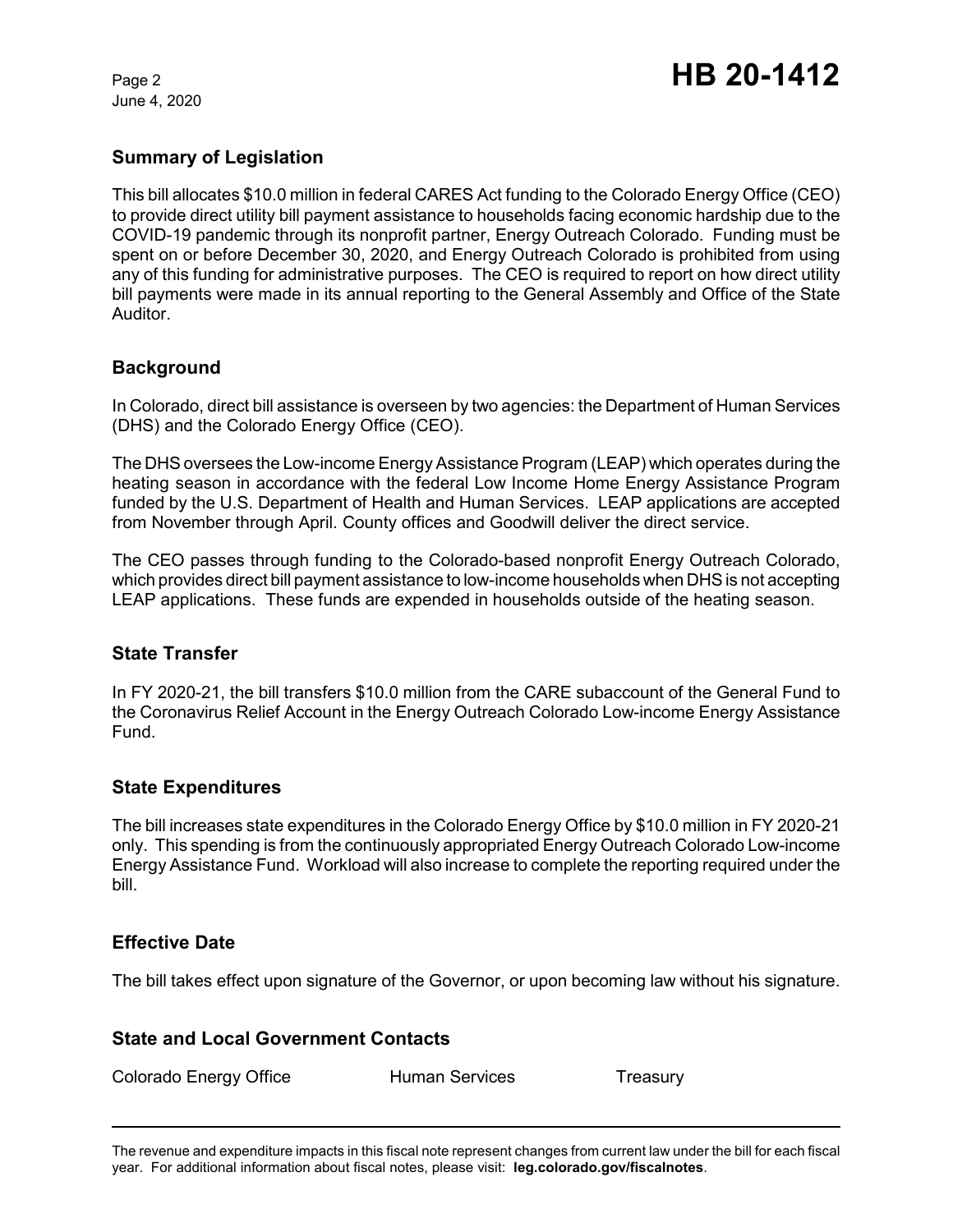## Summary of Legislation

This bill allocates $10.0 million in federal CARES Act funding to the Colorado Energy Office (CEO) to provide direct utility bill payment assistance to households facing economic hardship due to the COVID-19 pandemic through its nonprofit partner, Energy Outreach Colorado. Funding must be spent on or before December 30, 2020, and Energy Outreach Colorado is prohibited from using any of this funding for administrative purposes. The CEO is required to report on how direct utility bill payments were made in its annual reporting to the General Assembly and Office of the State Auditor.

## Background

In Colorado, direct bill assistance is overseen by two agencies: the Department of Human Services (DHS) and the Colorado Energy Office (CEO).

The DHS oversees the Low-income Energy Assistance Program (LEAP) which operates during the heating season in accordance with the federal Low Income Home Energy Assistance Program funded by the U.S. Department of Health and Human Services. LEAP applications are accepted from November through April. County offices and Goodwill deliver the direct service.

The CEO passes through funding to the Colorado-based nonprofit Energy Outreach Colorado, which provides direct bill payment assistance to low-income households when DHS is not accepting LEAP applications. These funds are expended in households outside of the heating season.

## State Transfer

In FY 2020-21, the bill transfers $10.0 million from the CARE subaccount of the General Fund to the Coronavirus Relief Account in the Energy Outreach Colorado Low-income Energy Assistance Fund.

## State Expenditures

The bill increases state expenditures in the Colorado Energy Office by $10.0 million in FY 2020-21 only. This spending is from the continuously appropriated Energy Outreach Colorado Low-income Energy Assistance Fund. Workload will also increase to complete the reporting required under the bill.

## Effective Date

The bill takes effect upon signature of the Governor, or upon becoming law without his signature.

## State and Local Government Contacts

Colorado Energy Office    Human Services    Treasury

The revenue and expenditure impacts in this fiscal note represent changes from current law under the bill for each fiscal year. For additional information about fiscal notes, please visit: **leg.colorado.gov/fiscalnotes**.